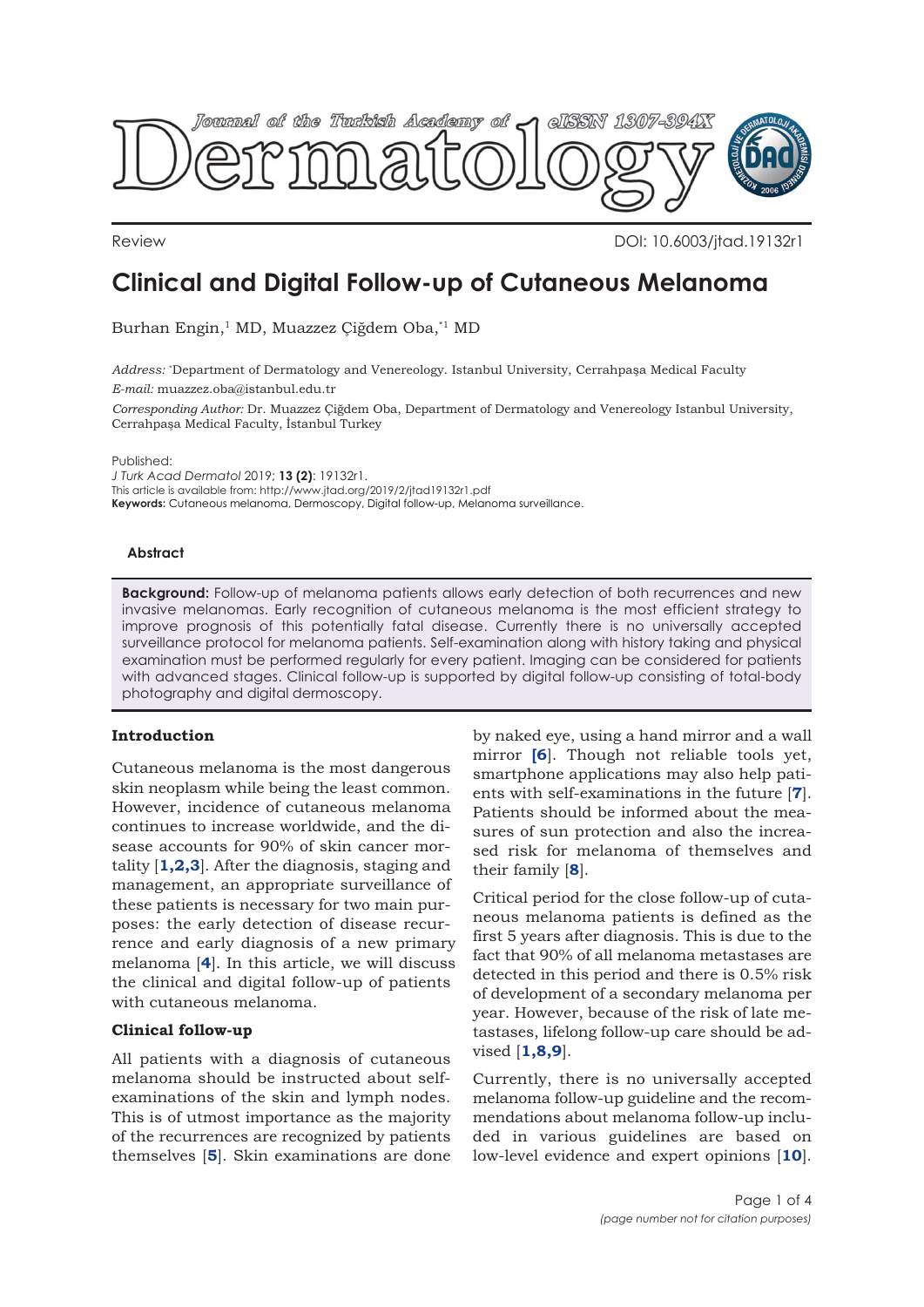Review DOI: 10.6003/jtad.19132r1

# Clinical and Digital Follow-up of Cutaneous Melanoma

Burhan Engin,[1] MD, Muazzez Çiğdem Oba,[*1] MD

*Address:* [*]Department of Dermatology and Venereology. Istanbul University, Cerrahpaşa Medical Faculty

*E-mail:* muazzez.oba@istanbul.edu.tr

*Corresponding Author:* Dr. Muazzez Çiğdem Oba, Department of Dermatology along with Venereology Istanbul University, Cerrahpaşa Medical Faculty, İstanbul Turkey

Published:
*J Turk Acad Dermatol* 2019; **13 (2)**: 19132r1.
This article is available from: http://www.jtad.org/2019/2/jtad19132r1.pdf
**Keywords:** Cutaneous melanoma, Dermoscopy, Digital follow-up, Melanoma surveillance.

## Abstract

**Background:** Follow-up of melanoma patients allows early detection of both recurrences and new invasive melanomas. Early recognition of cutaneous melanoma is the most efficient strategy to improve prognosis of this potentially fatal disease. Currently there is no universally accepted surveillance protocol for melanoma patients. Self-examination along with history taking and physical examination must be performed regularly for every patient. Imaging can be considered for patients with advanced stages. Clinical follow-up is supported by digital follow-up consisting of total-body photography and digital dermoscopy.

## Introduction

Cutaneous melanoma is the most dangerous skin neoplasm while being the least common. However, incidence of cutaneous melanoma continues to increase worldwide, and the disease accounts for 90% of skin cancer mortality [**1,2,3**]. After the diagnosis, staging and management, an appropriate surveillance of these patients is necessary for two main purposes: the early detection of disease recurrence and early diagnosis of a new primary melanoma [**4**]. In this article, we will discuss the clinical and digital follow-up of patients with cutaneous melanoma.

## Clinical follow-up

All patients with a diagnosis of cutaneous melanoma should be instructed about self-examinations of the skin and lymph nodes. This is of utmost importance as the majority of the recurrences are recognized by patients themselves [**5**]. Skin examinations are done by naked eye, using a hand mirror and a wall mirror [**6**]. Though not reliable tools yet, smartphone applications may also help patients with self-examinations in the future [**7**]. Patients should be informed about the measures of sun protection and also the increased risk for melanoma of themselves and their family [**8**].

Critical period for the close follow-up of cutaneous melanoma patients is defined as the first 5 years after diagnosis. This is due to the fact that 90% of all melanoma metastases are detected in this period and there is 0.5% risk of development of a secondary melanoma per year. However, because of the risk of late metastases, lifelong follow-up care should be advised [**1,8,9**].

Currently, there is no universally accepted melanoma follow-up guideline and the recommendations about melanoma follow-up included in various guidelines are based on low-level evidence and expert opinions [**10**].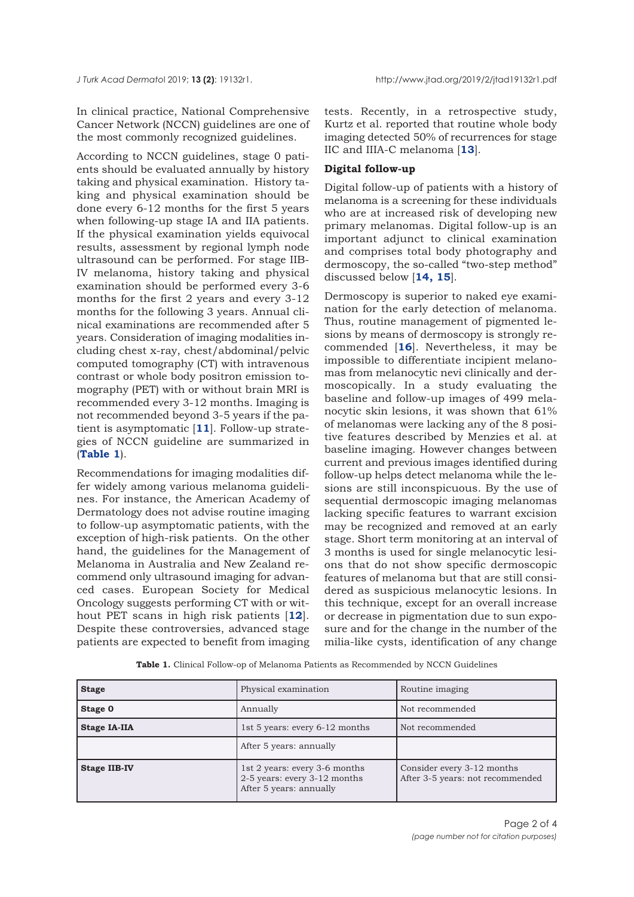In clinical practice, National Comprehensive Cancer Network (NCCN) guidelines are one of the most commonly recognized guidelines.

According to NCCN guidelines, stage 0 patients should be evaluated annually by history taking and physical examination. History taking and physical examination should be done every 6-12 months for the first 5 years when following-up stage IA and IIA patients. If the physical examination yields equivocal results, assessment by regional lymph node ultrasound can be performed. For stage IIB-IV melanoma, history taking and physical examination should be performed every 3-6 months for the first 2 years and every 3-12 months for the following 3 years. Annual clinical examinations are recommended after 5 years. Consideration of imaging modalities including chest x-ray, chest/abdominal/pelvic computed tomography (CT) with intravenous contrast or whole body positron emission tomography (PET) with or without brain MRI is recommended every 3-12 months. Imaging is not recommended beyond 3-5 years if the patient is asymptomatic [**11**]. Follow-up strategies of NCCN guideline are summarized in (**Table 1**).

Recommendations for imaging modalities differ widely among various melanoma guidelines. For instance, the American Academy of Dermatology does not advise routine imaging to follow-up asymptomatic patients, with the exception of high-risk patients. On the other hand, the guidelines for the Management of Melanoma in Australia and New Zealand recommend only ultrasound imaging for advanced cases. European Society for Medical Oncology suggests performing CT with or without PET scans in high risk patients [**12**]. Despite these controversies, advanced stage patients are expected to benefit from imaging tests. Recently, in a retrospective study, Kurtz et al. reported that routine whole body imaging detected 50% of recurrences for stage IIC and IIIA-C melanoma [**13**].

### Digital follow-up

Digital follow-up of patients with a history of melanoma is a screening for these individuals who are at increased risk of developing new primary melanomas. Digital follow-up is an important adjunct to clinical examination and comprises total body photography and dermoscopy, the so-called "two-step method" discussed below [**14, 15**].

Dermoscopy is superior to naked eye examination for the early detection of melanoma. Thus, routine management of pigmented lesions by means of dermoscopy is strongly recommended [**16**]. Nevertheless, it may be impossible to differentiate incipient melanomas from melanocytic nevi clinically and dermoscopically. In a study evaluating the baseline and follow-up images of 499 melanocytic skin lesions, it was shown that 61% of melanomas were lacking any of the 8 positive features described by Menzies et al. at baseline imaging. However changes between current and previous images identified during follow-up helps detect melanoma while the lesions are still inconspicuous. By the use of sequential dermoscopic imaging melanomas lacking specific features to warrant excision may be recognized and removed at an early stage. Short term monitoring at an interval of 3 months is used for single melanocytic lesions that do not show specific dermoscopic features of melanoma but that are still considered as suspicious melanocytic lesions. In this technique, except for an overall increase or decrease in pigmentation due to sun exposure and for the change in the number of the milia-like cysts, identification of any change

**Table 1.** Clinical Follow-op of Melanoma Patients as Recommended by NCCN Guidelines

| **Stage** | Physical examination | Routine imaging |
|---|---|---|
| **Stage 0** | Annually | Not recommended |
| **Stage IA-IIA** | 1st 5 years: every 6-12 months | Not recommended |
| | After 5 years: annually | |
| **Stage IIB-IV** | 1st 2 years: every 3-6 months<br>2-5 years: every 3-12 months<br>After 5 years: annually | Consider every 3-12 months<br>After 3-5 years: not recommended |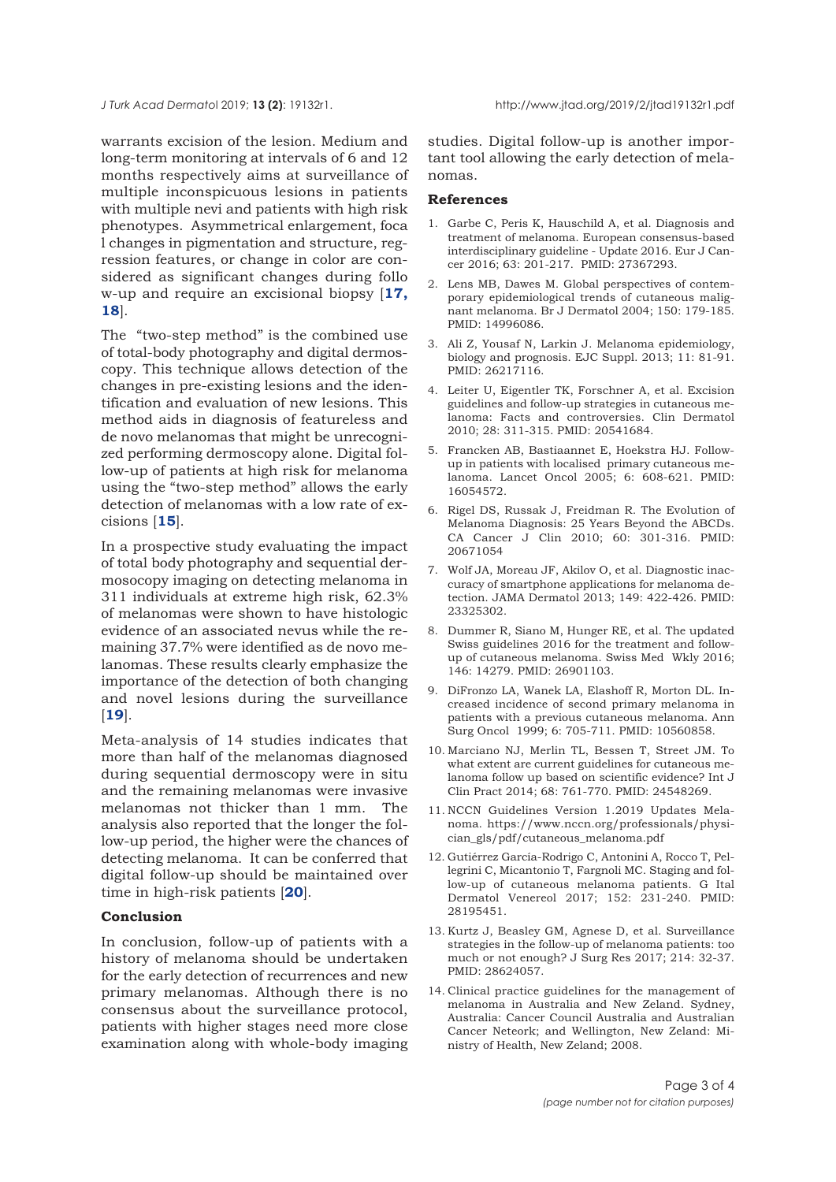warrants excision of the lesion. Medium and long-term monitoring at intervals of 6 and 12 months respectively aims at surveillance of multiple inconspicuous lesions in patients with multiple nevi and patients with high risk phenotypes. Asymmetrical enlargement, focal changes in pigmentation and structure, regression features, or change in color are considered as significant changes during follow-up and require an excisional biopsy [**17, 18**].

The "two-step method" is the combined use of total-body photography and digital dermoscopy. This technique allows detection of the changes in pre-existing lesions and the identification and evaluation of new lesions. This method aids in diagnosis of featureless and de novo melanomas that might be unrecognized performing dermoscopy alone. Digital follow-up of patients at high risk for melanoma using the "two-step method" allows the early detection of melanomas with a low rate of excisions [**15**].

In a prospective study evaluating the impact of total body photography and sequential dermosocopy imaging on detecting melanoma in 311 individuals at extreme high risk, 62.3% of melanomas were shown to have histologic evidence of an associated nevus while the remaining 37.7% were identified as de novo melanomas. These results clearly emphasize the importance of the detection of both changing and novel lesions during the surveillance [**19**].

Meta-analysis of 14 studies indicates that more than half of the melanomas diagnosed during sequential dermoscopy were in situ and the remaining melanomas were invasive melanomas not thicker than 1 mm. The analysis also reported that the longer the follow-up period, the higher were the chances of detecting melanoma. It can be conferred that digital follow-up should be maintained over time in high-risk patients [**20**].

## Conclusion

In conclusion, follow-up of patients with a history of melanoma should be undertaken for the early detection of recurrences and new primary melanomas. Although there is no consensus about the surveillance protocol, patients with higher stages need more close examination along with whole-body imaging studies. Digital follow-up is another important tool allowing the early detection of melanomas.

## References

1. Garbe C, Peris K, Hauschild A, et al. Diagnosis and treatment of melanoma. European consensus-based interdisciplinary guideline - Update 2016. Eur J Cancer 2016; 63: 201-217. PMID: 27367293.
2. Lens MB, Dawes M. Global perspectives of contemporary epidemiological trends of cutaneous malignant melanoma. Br J Dermatol 2004; 150: 179-185. PMID: 14996086.
3. Ali Z, Yousaf N, Larkin J. Melanoma epidemiology, biology and prognosis. EJC Suppl. 2013; 11: 81-91. PMID: 26217116.
4. Leiter U, Eigentler TK, Forschner A, et al. Excision guidelines and follow-up strategies in cutaneous melanoma: Facts and controversies. Clin Dermatol 2010; 28: 311-315. PMID: 20541684.
5. Francken AB, Bastiaannet E, Hoekstra HJ. Follow-up in patients with localised primary cutaneous melanoma. Lancet Oncol 2005; 6: 608-621. PMID: 16054572.
6. Rigel DS, Russak J, Freidman R. The Evolution of Melanoma Diagnosis: 25 Years Beyond the ABCDs. CA Cancer J Clin 2010; 60: 301-316. PMID: 20671054
7. Wolf JA, Moreau JF, Akilov O, et al. Diagnostic inaccuracy of smartphone applications for melanoma detection. JAMA Dermatol 2013; 149: 422-426. PMID: 23325302.
8. Dummer R, Siano M, Hunger RE, et al. The updated Swiss guidelines 2016 for the treatment and follow-up of cutaneous melanoma. Swiss Med Wkly 2016; 146: 14279. PMID: 26901103.
9. DiFronzo LA, Wanek LA, Elashoff R, Morton DL. Increased incidence of second primary melanoma in patients with a previous cutaneous melanoma. Ann Surg Oncol 1999; 6: 705-711. PMID: 10560858.
10. Marciano NJ, Merlin TL, Bessen T, Street JM. To what extent are current guidelines for cutaneous melanoma follow up based on scientific evidence? Int J Clin Pract 2014; 68: 761-770. PMID: 24548269.
11. NCCN Guidelines Version 1.2019 Updates Melanoma. https://www.nccn.org/professionals/physician_gls/pdf/cutaneous_melanoma.pdf
12. Gutiérrez García-Rodrigo C, Antonini A, Rocco T, Pellegrini C, Micantonio T, Fargnoli MC. Staging and follow-up of cutaneous melanoma patients. G Ital Dermatol Venereol 2017; 152: 231-240. PMID: 28195451.
13. Kurtz J, Beasley GM, Agnese D, et al. Surveillance strategies in the follow-up of melanoma patients: too much or not enough? J Surg Res 2017; 214: 32-37. PMID: 28624057.
14. Clinical practice guidelines for the management of melanoma in Australia and New Zeland. Sydney, Australia: Cancer Council Australia and Australian Cancer Neteork; and Wellington, New Zeland: Ministry of Health, New Zeland; 2008.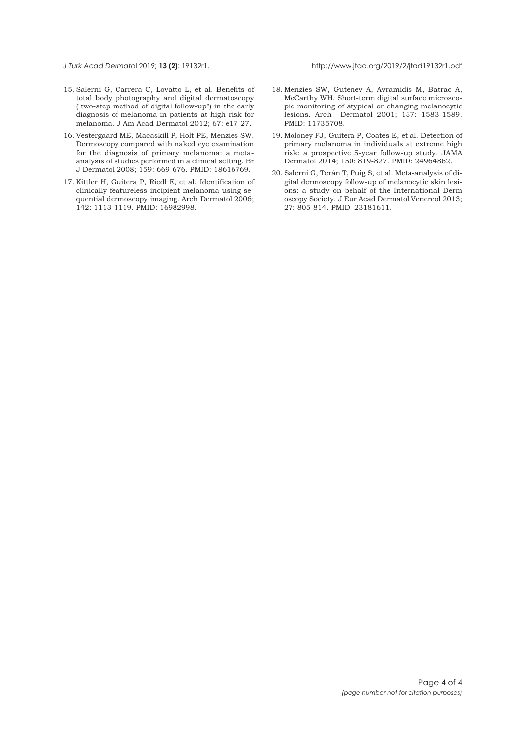15. Salerni G, Carrera C, Lovatto L, et al. Benefits of total body photography and digital dermatoscopy ("two-step method of digital follow-up") in the early diagnosis of melanoma in patients at high risk for melanoma. J Am Acad Dermatol 2012; 67: e17-27.

16. Vestergaard ME, Macaskill P, Holt PE, Menzies SW. Dermoscopy compared with naked eye examination for the diagnosis of primary melanoma: a meta-analysis of studies performed in a clinical setting. Br J Dermatol 2008; 159: 669-676. PMID: 18616769.

17. Kittler H, Guitera P, Riedl E, et al. Identification of clinically featureless incipient melanoma using sequential dermoscopy imaging. Arch Dermatol 2006; 142: 1113-1119. PMID: 16982998.

18. Menzies SW, Gutenev A, Avramidis M, Batrac A, McCarthy WH. Short-term digital surface microscopic monitoring of atypical or changing melanocytic lesions. Arch Dermatol 2001; 137: 1583-1589. PMID: 11735708.

19. Moloney FJ, Guitera P, Coates E, et al. Detection of primary melanoma in individuals at extreme high risk: a prospective 5-year follow-up study. JAMA Dermatol 2014; 150: 819-827. PMID: 24964862.

20. Salerni G, Terán T, Puig S, et al. Meta-analysis of digital dermoscopy follow-up of melanocytic skin lesions: a study on behalf of the International Derm oscopy Society. J Eur Acad Dermatol Venereol 2013; 27: 805-814. PMID: 23181611.